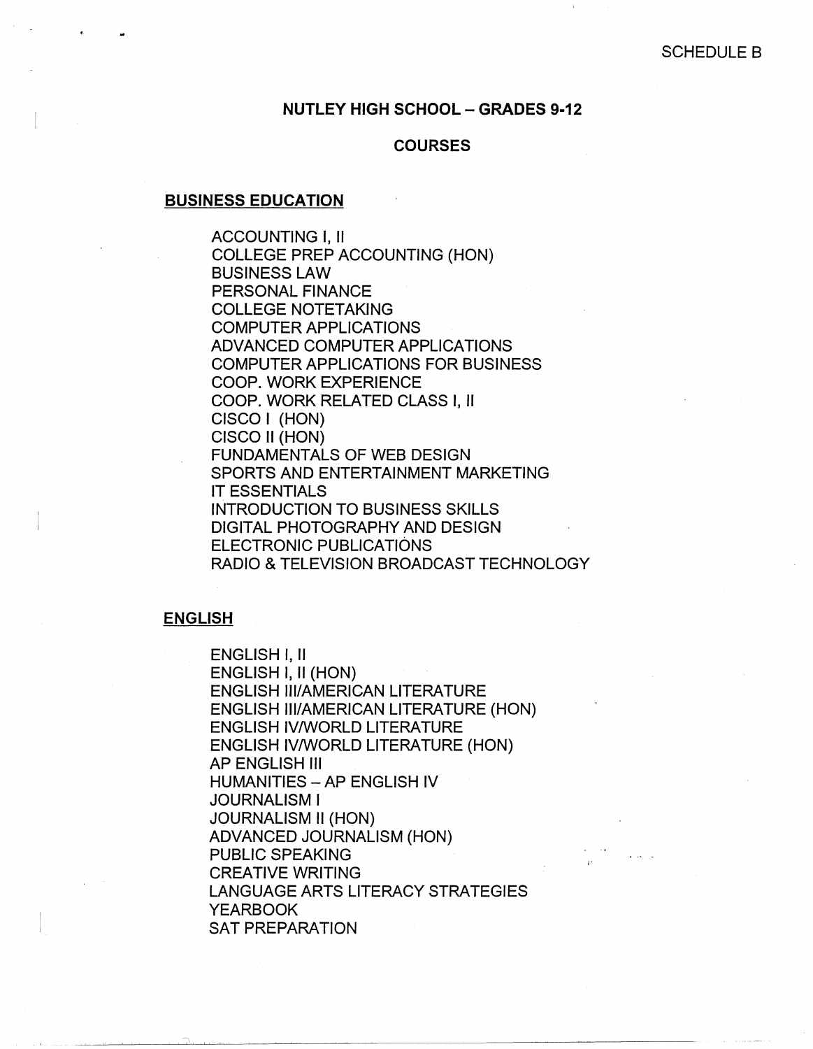SCHEDULE B

# NUTLEY HIGH SCHOOL – GRADES 9-12

## COURSES

### BUSINESS EDUCATION

ACCOUNTING I, II
COLLEGE PREP ACCOUNTING (HON)
BUSINESS LAW
PERSONAL FINANCE
COLLEGE NOTETAKING
COMPUTER APPLICATIONS
ADVANCED COMPUTER APPLICATIONS
COMPUTER APPLICATIONS FOR BUSINESS
COOP. WORK EXPERIENCE
COOP. WORK RELATED CLASS I, II
CISCO I (HON)
CISCO II (HON)
FUNDAMENTALS OF WEB DESIGN
SPORTS AND ENTERTAINMENT MARKETING
IT ESSENTIALS
INTRODUCTION TO BUSINESS SKILLS
DIGITAL PHOTOGRAPHY AND DESIGN
ELECTRONIC PUBLICATIONS
RADIO & TELEVISION BROADCAST TECHNOLOGY

### ENGLISH

ENGLISH I, II
ENGLISH I, II (HON)
ENGLISH III/AMERICAN LITERATURE
ENGLISH III/AMERICAN LITERATURE (HON)
ENGLISH IV/WORLD LITERATURE
ENGLISH IV/WORLD LITERATURE (HON)
AP ENGLISH III
HUMANITIES – AP ENGLISH IV
JOURNALISM I
JOURNALISM II (HON)
ADVANCED JOURNALISM (HON)
PUBLIC SPEAKING
CREATIVE WRITING
LANGUAGE ARTS LITERACY STRATEGIES
YEARBOOK
SAT PREPARATION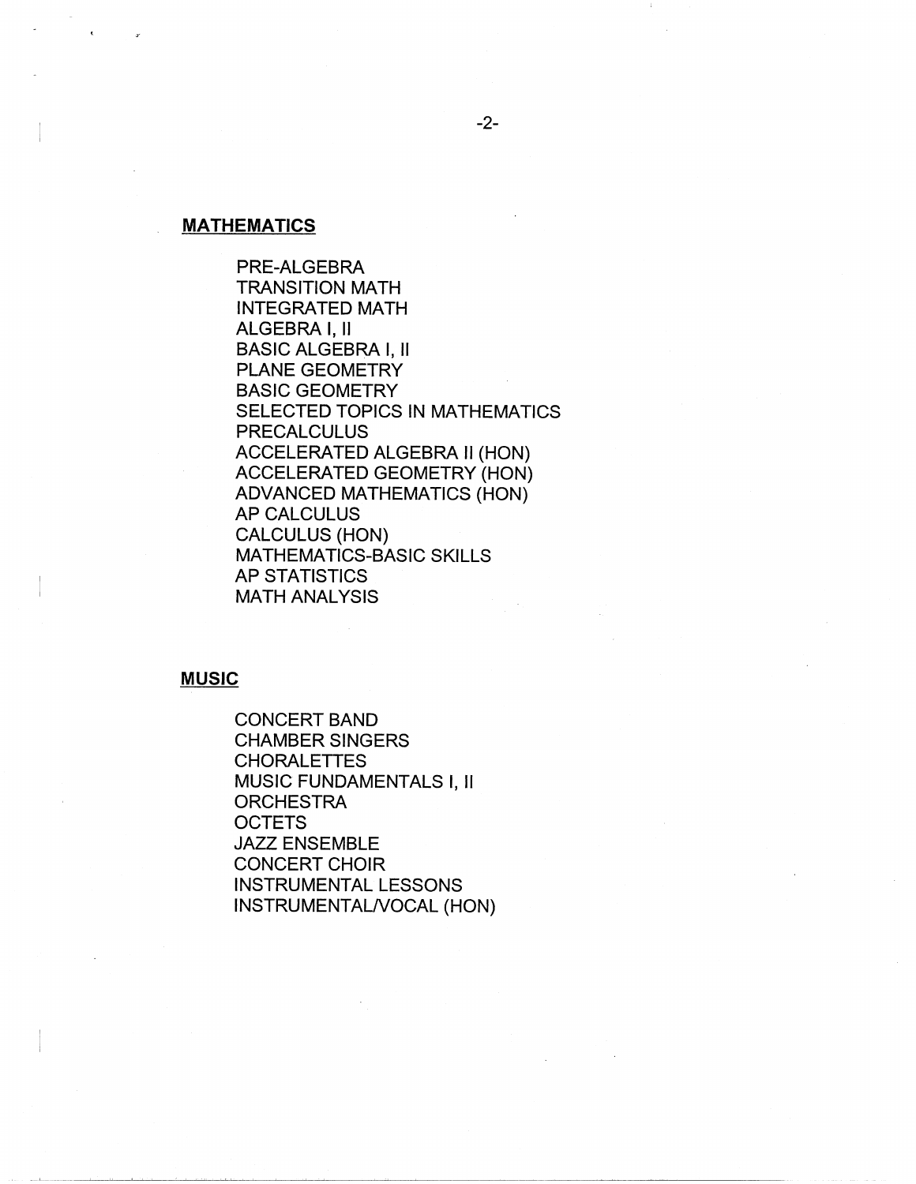## MATHEMATICS

PRE-ALGEBRA
TRANSITION MATH
INTEGRATED MATH
ALGEBRA I, II
BASIC ALGEBRA I, II
PLANE GEOMETRY
BASIC GEOMETRY
SELECTED TOPICS IN MATHEMATICS
PRECALCULUS
ACCELERATED ALGEBRA II (HON)
ACCELERATED GEOMETRY (HON)
ADVANCED MATHEMATICS (HON)
AP CALCULUS
CALCULUS (HON)
MATHEMATICS-BASIC SKILLS
AP STATISTICS
MATH ANALYSIS

## MUSIC

CONCERT BAND
CHAMBER SINGERS
CHORALETTES
MUSIC FUNDAMENTALS I, II
ORCHESTRA
OCTETS
JAZZ ENSEMBLE
CONCERT CHOIR
INSTRUMENTAL LESSONS
INSTRUMENTAL/VOCAL (HON)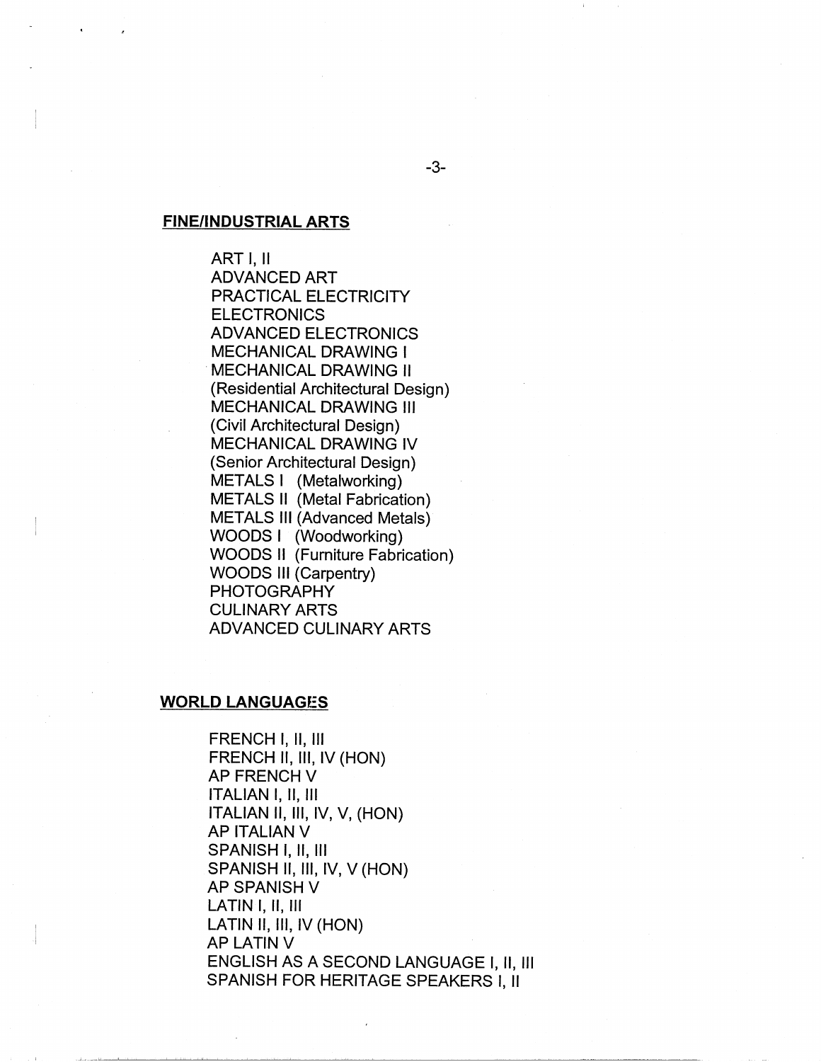## FINE/INDUSTRIAL ARTS

ART I, II
ADVANCED ART
PRACTICAL ELECTRICITY
ELECTRONICS
ADVANCED ELECTRONICS
MECHANICAL DRAWING I
MECHANICAL DRAWING II
(Residential Architectural Design)
MECHANICAL DRAWING III
(Civil Architectural Design)
MECHANICAL DRAWING IV
(Senior Architectural Design)
METALS I (Metalworking)
METALS II (Metal Fabrication)
METALS III (Advanced Metals)
WOODS I (Woodworking)
WOODS II (Furniture Fabrication)
WOODS III (Carpentry)
PHOTOGRAPHY
CULINARY ARTS
ADVANCED CULINARY ARTS

## WORLD LANGUAGES

FRENCH I, II, III
FRENCH II, III, IV (HON)
AP FRENCH V
ITALIAN I, II, III
ITALIAN II, III, IV, V, (HON)
AP ITALIAN V
SPANISH I, II, III
SPANISH II, III, IV, V (HON)
AP SPANISH V
LATIN I, II, III
LATIN II, III, IV (HON)
AP LATIN V
ENGLISH AS A SECOND LANGUAGE I, II, III
SPANISH FOR HERITAGE SPEAKERS I, II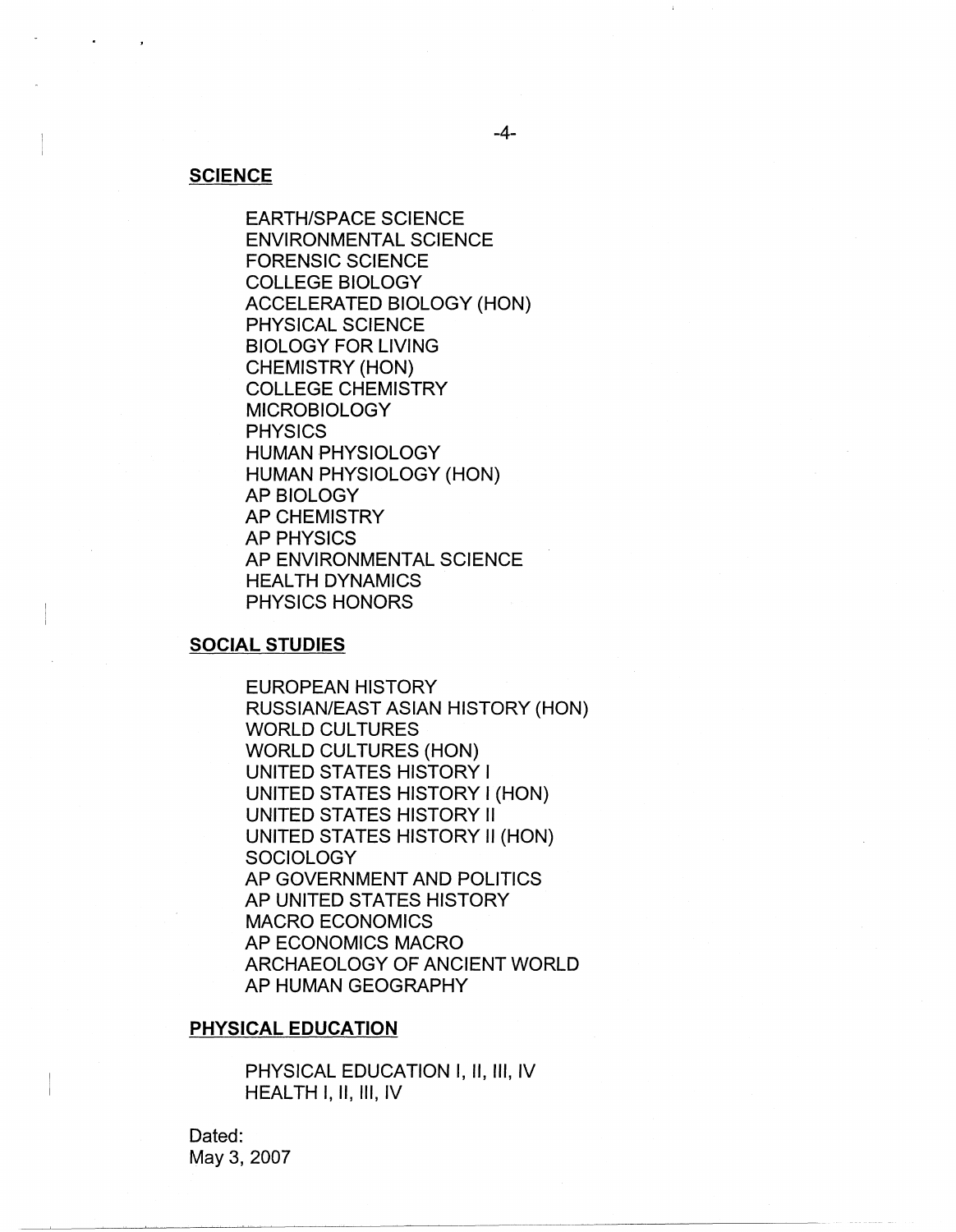**SCIENCE**

EARTH/SPACE SCIENCE
ENVIRONMENTAL SCIENCE
FORENSIC SCIENCE
COLLEGE BIOLOGY
ACCELERATED BIOLOGY (HON)
PHYSICAL SCIENCE
BIOLOGY FOR LIVING
CHEMISTRY (HON)
COLLEGE CHEMISTRY
MICROBIOLOGY
PHYSICS
HUMAN PHYSIOLOGY
HUMAN PHYSIOLOGY (HON)
AP BIOLOGY
AP CHEMISTRY
AP PHYSICS
AP ENVIRONMENTAL SCIENCE
HEALTH DYNAMICS
PHYSICS HONORS

**SOCIAL STUDIES**

EUROPEAN HISTORY
RUSSIAN/EAST ASIAN HISTORY (HON)
WORLD CULTURES
WORLD CULTURES (HON)
UNITED STATES HISTORY I
UNITED STATES HISTORY I (HON)
UNITED STATES HISTORY II
UNITED STATES HISTORY II (HON)
SOCIOLOGY
AP GOVERNMENT AND POLITICS
AP UNITED STATES HISTORY
MACRO ECONOMICS
AP ECONOMICS MACRO
ARCHAEOLOGY OF ANCIENT WORLD
AP HUMAN GEOGRAPHY

**PHYSICAL EDUCATION**

PHYSICAL EDUCATION I, II, III, IV
HEALTH I, II, III, IV

Dated:
May 3, 2007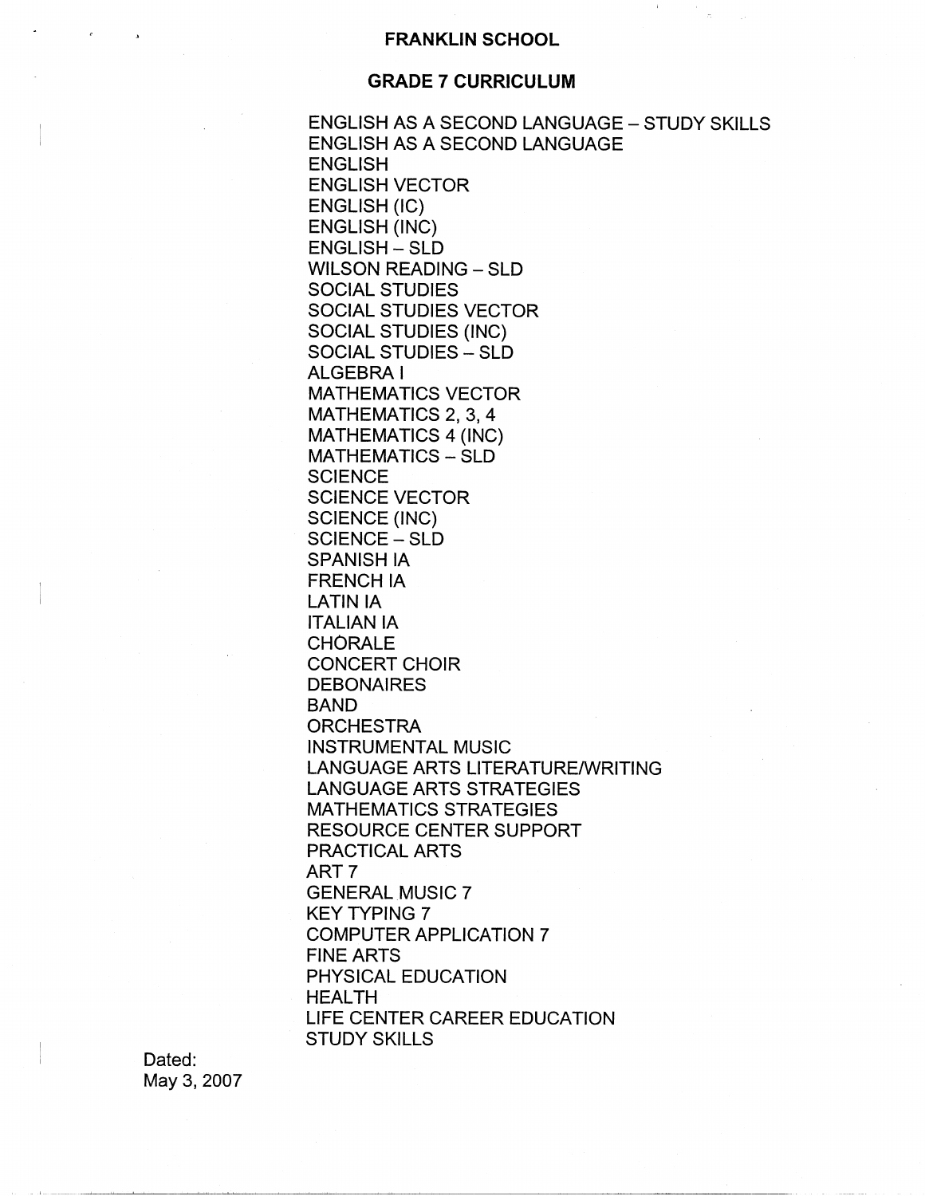# FRANKLIN SCHOOL

## GRADE 7 CURRICULUM

ENGLISH AS A SECOND LANGUAGE – STUDY SKILLS
ENGLISH AS A SECOND LANGUAGE
ENGLISH
ENGLISH VECTOR
ENGLISH (IC)
ENGLISH (INC)
ENGLISH – SLD
WILSON READING – SLD
SOCIAL STUDIES
SOCIAL STUDIES VECTOR
SOCIAL STUDIES (INC)
SOCIAL STUDIES – SLD
ALGEBRA I
MATHEMATICS VECTOR
MATHEMATICS 2, 3, 4
MATHEMATICS 4 (INC)
MATHEMATICS – SLD
SCIENCE
SCIENCE VECTOR
SCIENCE (INC)
SCIENCE – SLD
SPANISH IA
FRENCH IA
LATIN IA
ITALIAN IA
CHORALE
CONCERT CHOIR
DEBONAIRES
BAND
ORCHESTRA
INSTRUMENTAL MUSIC
LANGUAGE ARTS LITERATURE/WRITING
LANGUAGE ARTS STRATEGIES
MATHEMATICS STRATEGIES
RESOURCE CENTER SUPPORT
PRACTICAL ARTS
ART 7
GENERAL MUSIC 7
KEY TYPING 7
COMPUTER APPLICATION 7
FINE ARTS
PHYSICAL EDUCATION
HEALTH
LIFE CENTER CAREER EDUCATION
STUDY SKILLS

Dated:
May 3, 2007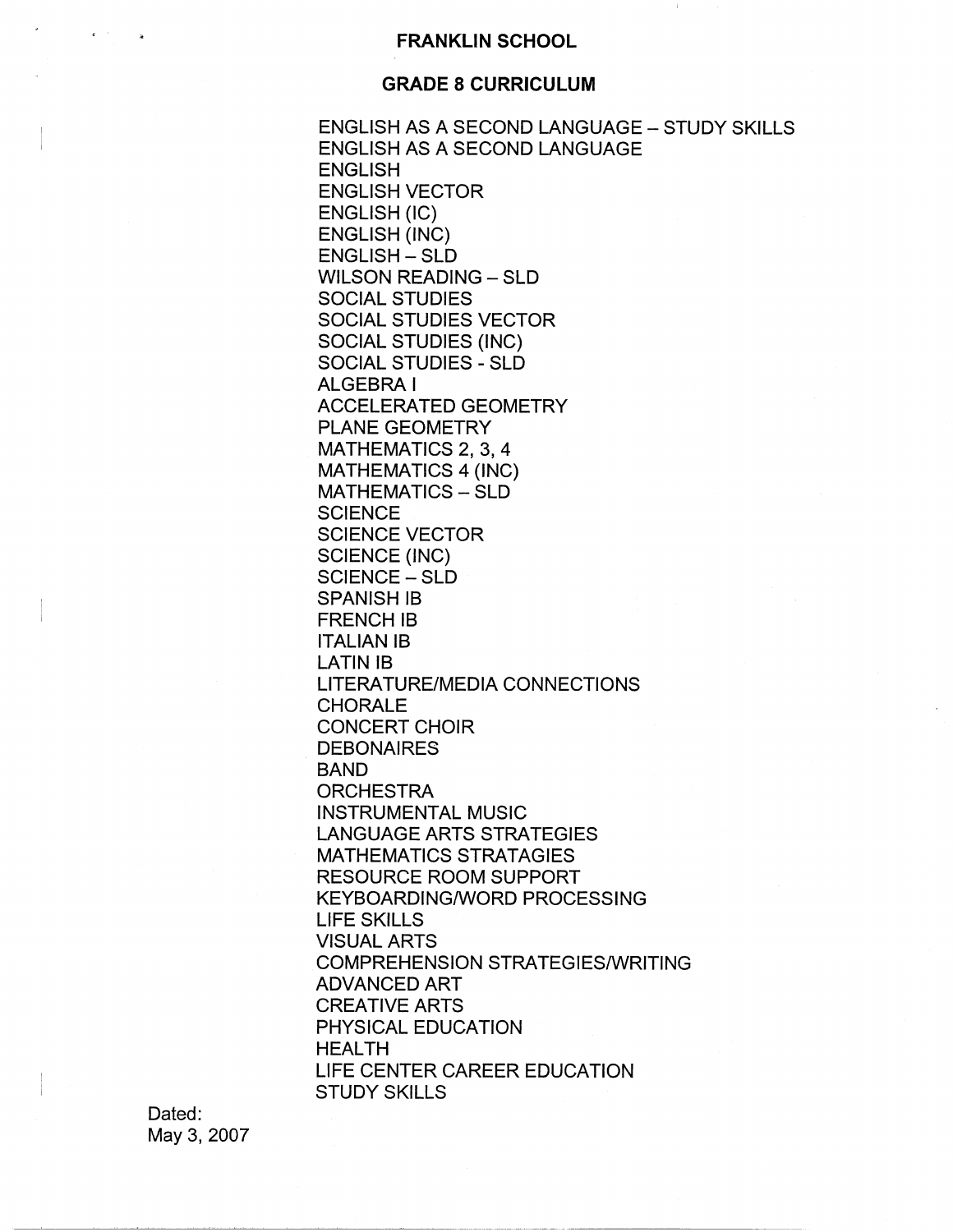# FRANKLIN SCHOOL

## GRADE 8 CURRICULUM

ENGLISH AS A SECOND LANGUAGE – STUDY SKILLS
ENGLISH AS A SECOND LANGUAGE
ENGLISH
ENGLISH VECTOR
ENGLISH (IC)
ENGLISH (INC)
ENGLISH – SLD
WILSON READING – SLD
SOCIAL STUDIES
SOCIAL STUDIES VECTOR
SOCIAL STUDIES (INC)
SOCIAL STUDIES - SLD
ALGEBRA I
ACCELERATED GEOMETRY
PLANE GEOMETRY
MATHEMATICS 2, 3, 4
MATHEMATICS 4 (INC)
MATHEMATICS – SLD
SCIENCE
SCIENCE VECTOR
SCIENCE (INC)
SCIENCE – SLD
SPANISH IB
FRENCH IB
ITALIAN IB
LATIN IB
LITERATURE/MEDIA CONNECTIONS
CHORALE
CONCERT CHOIR
DEBONAIRES
BAND
ORCHESTRA
INSTRUMENTAL MUSIC
LANGUAGE ARTS STRATEGIES
MATHEMATICS STRATAGIES
RESOURCE ROOM SUPPORT
KEYBOARDING/WORD PROCESSING
LIFE SKILLS
VISUAL ARTS
COMPREHENSION STRATEGIES/WRITING
ADVANCED ART
CREATIVE ARTS
PHYSICAL EDUCATION
HEALTH
LIFE CENTER CAREER EDUCATION
STUDY SKILLS

Dated:
May 3, 2007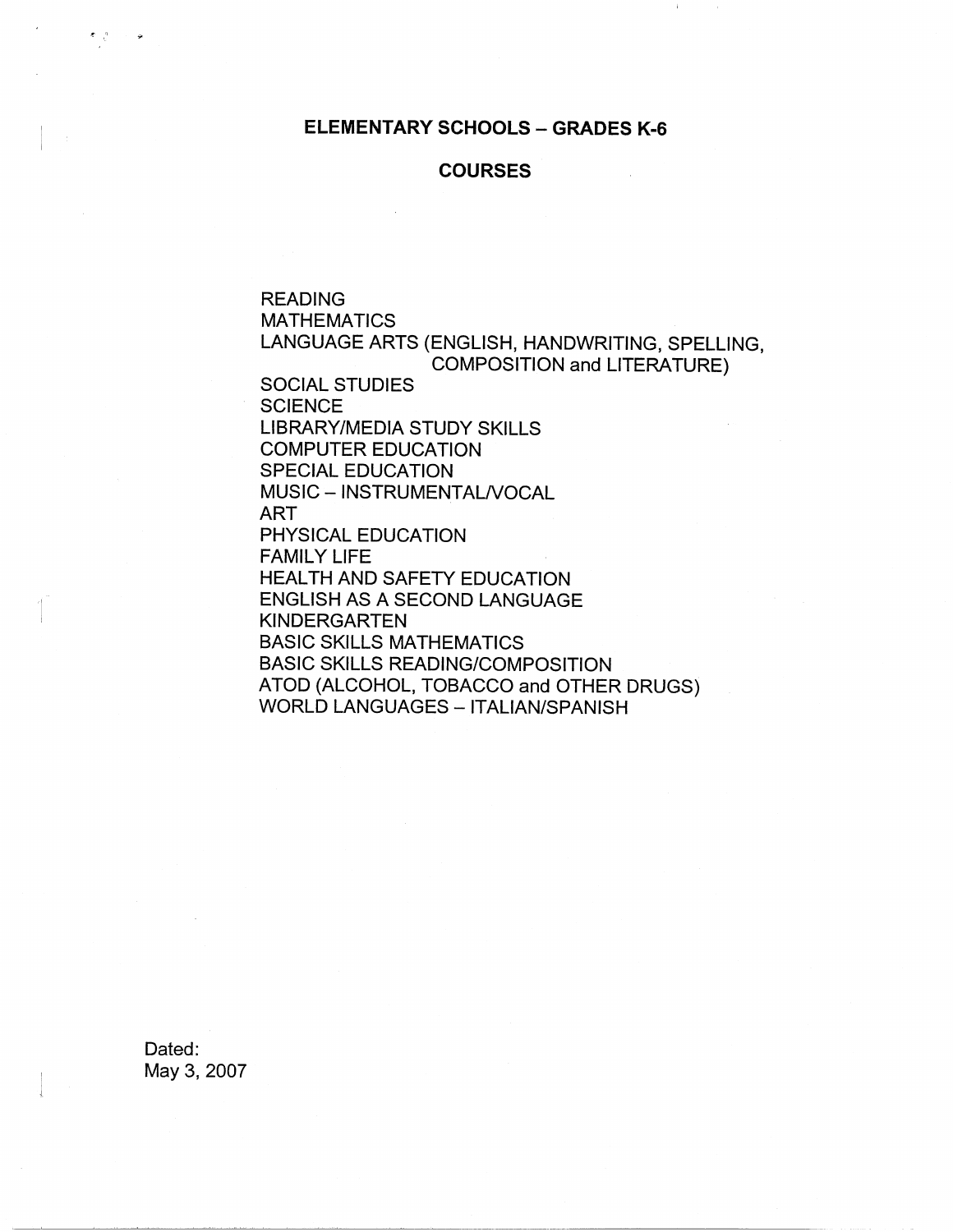## ELEMENTARY SCHOOLS – GRADES K-6

### COURSES

READING
MATHEMATICS
LANGUAGE ARTS (ENGLISH, HANDWRITING, SPELLING, COMPOSITION and LITERATURE)
SOCIAL STUDIES
SCIENCE
LIBRARY/MEDIA STUDY SKILLS
COMPUTER EDUCATION
SPECIAL EDUCATION
MUSIC – INSTRUMENTAL/VOCAL
ART
PHYSICAL EDUCATION
FAMILY LIFE
HEALTH AND SAFETY EDUCATION
ENGLISH AS A SECOND LANGUAGE
KINDERGARTEN
BASIC SKILLS MATHEMATICS
BASIC SKILLS READING/COMPOSITION
ATOD (ALCOHOL, TOBACCO and OTHER DRUGS)
WORLD LANGUAGES – ITALIAN/SPANISH

Dated:
May 3, 2007